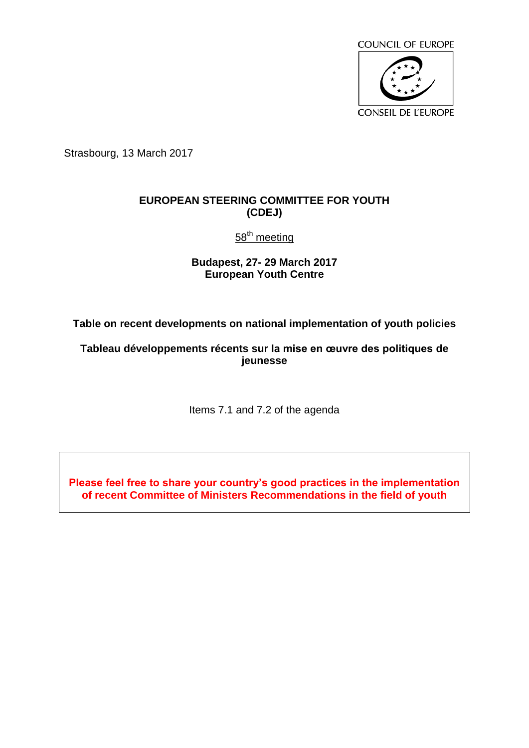COUNCIL OF EUROPE

CONSEIL DE L'EUROPE

Strasbourg, 13 March 2017

**EUROPEAN STEERING COMMITTEE FOR YOUTH (CDEJ)**

58th meeting

**Budapest, 27- 29 March 2017**
**European Youth Centre**

**Table on recent developments on national implementation of youth policies**

**Tableau développements récents sur la mise en œuvre des politiques de jeunesse**

Items 7.1 and 7.2 of the agenda

**Please feel free to share your country's good practices in the implementation of recent Committee of Ministers Recommendations in the field of youth**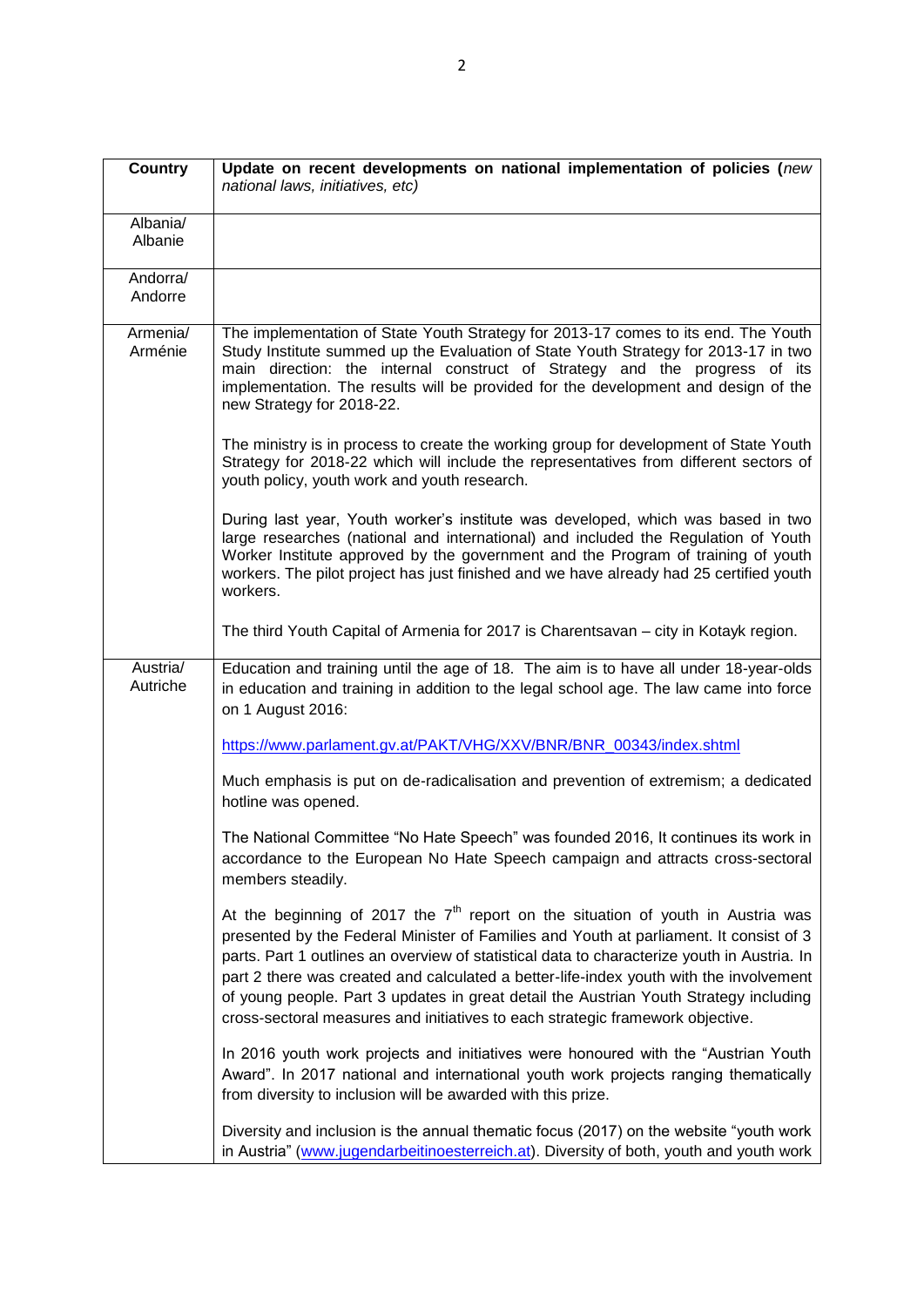| Country | Update on recent developments on national implementation of policies (*new national laws, initiatives, etc)* |
| --- | --- |
| Albania/ Albanie | |
| Andorra/ Andorre | |
| Armenia/ Arménie | The implementation of State Youth Strategy for 2013-17 comes to its end. The Youth Study Institute summed up the Evaluation of State Youth Strategy for 2013-17 in two main direction: the internal construct of Strategy and the progress of its implementation. The results will be provided for the development and design of the new Strategy for 2018-22.<br><br>The ministry is in process to create the working group for development of State Youth Strategy for 2018-22 which will include the representatives from different sectors of youth policy, youth work and youth research.<br><br>During last year, Youth worker's institute was developed, which was based in two large researches (national and international) and included the Regulation of Youth Worker Institute approved by the government and the Program of training of youth workers. The pilot project has just finished and we have already had 25 certified youth workers.<br><br>The third Youth Capital of Armenia for 2017 is Charentsavan – city in Kotayk region. |
| Austria/ Autriche | Education and training until the age of 18. The aim is to have all under 18-year-olds in education and training in addition to the legal school age. The law came into force on 1 August 2016:<br><br>https://www.parlament.gv.at/PAKT/VHG/XXV/BNR/BNR_00343/index.shtml<br><br>Much emphasis is put on de-radicalisation and prevention of extremism; a dedicated hotline was opened.<br><br>The National Committee "No Hate Speech" was founded 2016, It continues its work in accordance to the European No Hate Speech campaign and attracts cross-sectoral members steadily.<br><br>At the beginning of 2017 the 7th report on the situation of youth in Austria was presented by the Federal Minister of Families and Youth at parliament. It consist of 3 parts. Part 1 outlines an overview of statistical data to characterize youth in Austria. In part 2 there was created and calculated a better-life-index youth with the involvement of young people. Part 3 updates in great detail the Austrian Youth Strategy including cross-sectoral measures and initiatives to each strategic framework objective.<br><br>In 2016 youth work projects and initiatives were honoured with the "Austrian Youth Award". In 2017 national and international youth work projects ranging thematically from diversity to inclusion will be awarded with this prize.<br><br>Diversity and inclusion is the annual thematic focus (2017) on the website "youth work in Austria" (www.jugendarbeitinoesterreich.at). Diversity of both, youth and youth work |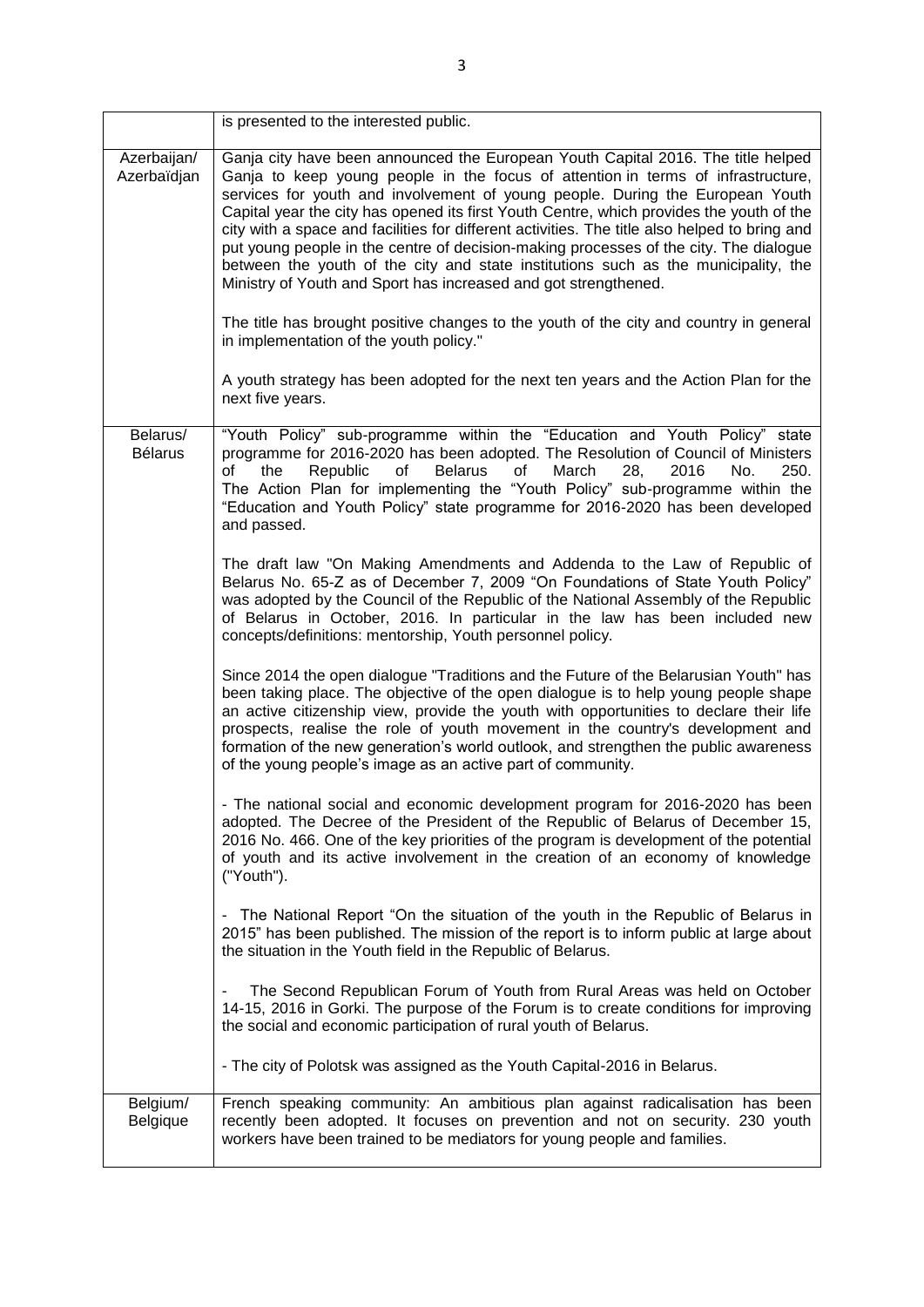|  |  |
|---|---|
|  | is presented to the interested public. |
| Azerbaijan/ Azerbaïdjan | Ganja city have been announced the European Youth Capital 2016. The title helped Ganja to keep young people in the focus of attention in terms of infrastructure, services for youth and involvement of young people. During the European Youth Capital year the city has opened its first Youth Centre, which provides the youth of the city with a space and facilities for different activities. The title also helped to bring and put young people in the centre of decision-making processes of the city. The dialogue between the youth of the city and state institutions such as the municipality, the Ministry of Youth and Sport has increased and got strengthened.<br><br>The title has brought positive changes to the youth of the city and country in general in implementation of the youth policy."<br><br>A youth strategy has been adopted for the next ten years and the Action Plan for the next five years. |
| Belarus/ Bélarus | "Youth Policy" sub-programme within the "Education and Youth Policy" state programme for 2016-2020 has been adopted. The Resolution of Council of Ministers of the Republic of Belarus of March 28, 2016 No. 250. The Action Plan for implementing the "Youth Policy" sub-programme within the "Education and Youth Policy" state programme for 2016-2020 has been developed and passed.<br><br>The draft law "On Making Amendments and Addenda to the Law of Republic of Belarus No. 65-Z as of December 7, 2009 "On Foundations of State Youth Policy" was adopted by the Council of the Republic of the National Assembly of the Republic of Belarus in October, 2016. In particular in the law has been included new concepts/definitions: mentorship, Youth personnel policy.<br><br>Since 2014 the open dialogue "Traditions and the Future of the Belarusian Youth" has been taking place. The objective of the open dialogue is to help young people shape an active citizenship view, provide the youth with opportunities to declare their life prospects, realise the role of youth movement in the country's development and formation of the new generation's world outlook, and strengthen the public awareness of the young people's image as an active part of community.<br><br>- The national social and economic development program for 2016-2020 has been adopted. The Decree of the President of the Republic of Belarus of December 15, 2016 No. 466. One of the key priorities of the program is development of the potential of youth and its active involvement in the creation of an economy of knowledge ("Youth").<br><br>- The National Report "On the situation of the youth in the Republic of Belarus in 2015" has been published. The mission of the report is to inform public at large about the situation in the Youth field in the Republic of Belarus.<br><br>- The Second Republican Forum of Youth from Rural Areas was held on October 14-15, 2016 in Gorki. The purpose of the Forum is to create conditions for improving the social and economic participation of rural youth of Belarus.<br><br>- The city of Polotsk was assigned as the Youth Capital-2016 in Belarus. |
| Belgium/ Belgique | French speaking community: An ambitious plan against radicalisation has been recently been adopted. It focuses on prevention and not on security. 230 youth workers have been trained to be mediators for young people and families. |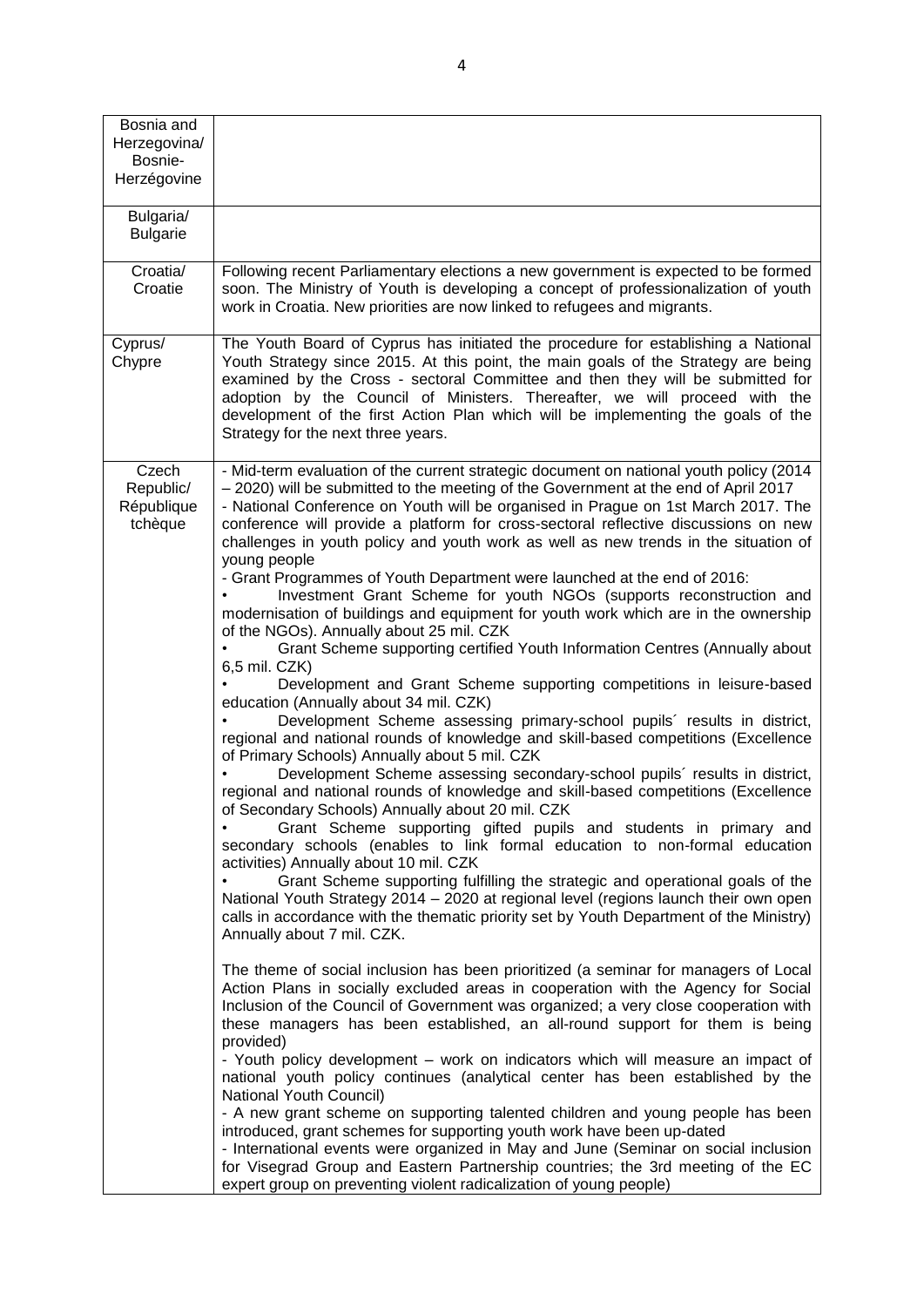| | |
|---|---|
| Bosnia and Herzegovina/ Bosnie-Herzégovine | |
| Bulgaria/ Bulgarie | |
| Croatia/ Croatie | Following recent Parliamentary elections a new government is expected to be formed soon. The Ministry of Youth is developing a concept of professionalization of youth work in Croatia. New priorities are now linked to refugees and migrants. |
| Cyprus/ Chypre | The Youth Board of Cyprus has initiated the procedure for establishing a National Youth Strategy since 2015. At this point, the main goals of the Strategy are being examined by the Cross - sectoral Committee and then they will be submitted for adoption by the Council of Ministers. Thereafter, we will proceed with the development of the first Action Plan which will be implementing the goals of the Strategy for the next three years. |
| Czech Republic/ République tchèque | - Mid-term evaluation of the current strategic document on national youth policy (2014 – 2020) will be submitted to the meeting of the Government at the end of April 2017<br>- National Conference on Youth will be organised in Prague on 1st March 2017. The conference will provide a platform for cross-sectoral reflective discussions on new challenges in youth policy and youth work as well as new trends in the situation of young people<br>- Grant Programmes of Youth Department were launched at the end of 2016:<br>• Investment Grant Scheme for youth NGOs (supports reconstruction and modernisation of buildings and equipment for youth work which are in the ownership of the NGOs). Annually about 25 mil. CZK<br>• Grant Scheme supporting certified Youth Information Centres (Annually about 6,5 mil. CZK)<br>• Development and Grant Scheme supporting competitions in leisure-based education (Annually about 34 mil. CZK)<br>• Development Scheme assessing primary-school pupils´ results in district, regional and national rounds of knowledge and skill-based competitions (Excellence of Primary Schools) Annually about 5 mil. CZK<br>• Development Scheme assessing secondary-school pupils´ results in district, regional and national rounds of knowledge and skill-based competitions (Excellence of Secondary Schools) Annually about 20 mil. CZK<br>• Grant Scheme supporting gifted pupils and students in primary and secondary schools (enables to link formal education to non-formal education activities) Annually about 10 mil. CZK<br>• Grant Scheme supporting fulfilling the strategic and operational goals of the National Youth Strategy 2014 – 2020 at regional level (regions launch their own open calls in accordance with the thematic priority set by Youth Department of the Ministry) Annually about 7 mil. CZK.<br><br>The theme of social inclusion has been prioritized (a seminar for managers of Local Action Plans in socially excluded areas in cooperation with the Agency for Social Inclusion of the Council of Government was organized; a very close cooperation with these managers has been established, an all-round support for them is being provided)<br>- Youth policy development – work on indicators which will measure an impact of national youth policy continues (analytical center has been established by the National Youth Council)<br>- A new grant scheme on supporting talented children and young people has been introduced, grant schemes for supporting youth work have been up-dated<br>- International events were organized in May and June (Seminar on social inclusion for Visegrad Group and Eastern Partnership countries; the 3rd meeting of the EC expert group on preventing violent radicalization of young people) |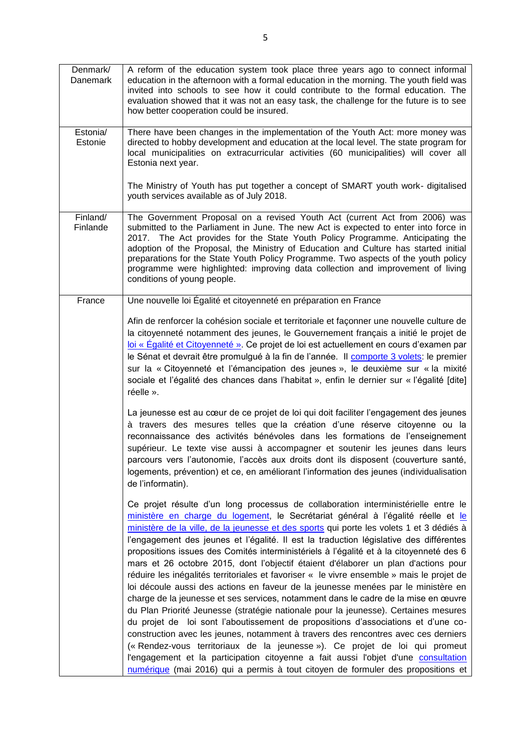| Denmark/ Danemark | A reform of the education system took place three years ago to connect informal education in the afternoon with a formal education in the morning. The youth field was invited into schools to see how it could contribute to the formal education. The evaluation showed that it was not an easy task, the challenge for the future is to see how better cooperation could be insured. |
|---|---|
| Estonia/ Estonie | There have been changes in the implementation of the Youth Act: more money was directed to hobby development and education at the local level. The state program for local municipalities on extracurricular activities (60 municipalities) will cover all Estonia next year.<br><br>The Ministry of Youth has put together a concept of SMART youth work- digitalised youth services available as of July 2018. |
| Finland/ Finlande | The Government Proposal on a revised Youth Act (current Act from 2006) was submitted to the Parliament in June. The new Act is expected to enter into force in 2017. The Act provides for the State Youth Policy Programme. Anticipating the adoption of the Proposal, the Ministry of Education and Culture has started initial preparations for the State Youth Policy Programme. Two aspects of the youth policy programme were highlighted: improving data collection and improvement of living conditions of young people. |
| France | Une nouvelle loi Égalité et citoyenneté en préparation en France<br><br>Afin de renforcer la cohésion sociale et territoriale et façonner une nouvelle culture de la citoyenneté notamment des jeunes, le Gouvernement français a initié le projet de loi « Égalité et Citoyenneté ». Ce projet de loi est actuellement en cours d'examen par le Sénat et devrait être promulgué à la fin de l'année. Il comporte 3 volets: le premier sur la « Citoyenneté et l'émancipation des jeunes », le deuxième sur « la mixité sociale et l'égalité des chances dans l'habitat », enfin le dernier sur « l'égalité [dite] réelle ».<br><br>La jeunesse est au cœur de ce projet de loi qui doit faciliter l'engagement des jeunes à travers des mesures telles que la création d'une réserve citoyenne ou la reconnaissance des activités bénévoles dans les formations de l'enseignement supérieur. Le texte vise aussi à accompagner et soutenir les jeunes dans leurs parcours vers l'autonomie, l'accès aux droits dont ils disposent (couverture santé, logements, prévention) et ce, en améliorant l'information des jeunes (individualisation de l'informatin).<br><br>Ce projet résulte d'un long processus de collaboration interministérielle entre le ministère en charge du logement, le Secrétariat général à l'égalité réelle et le ministère de la ville, de la jeunesse et des sports qui porte les volets 1 et 3 dédiés à l'engagement des jeunes et l'égalité. Il est la traduction législative des différentes propositions issues des Comités interministériels à l'égalité et à la citoyenneté des 6 mars et 26 octobre 2015, dont l'objectif étaient d'élaborer un plan d'actions pour réduire les inégalités territoriales et favoriser « le vivre ensemble » mais le projet de loi découle aussi des actions en faveur de la jeunesse menées par le ministère en charge de la jeunesse et ses services, notamment dans le cadre de la mise en œuvre du Plan Priorité Jeunesse (stratégie nationale pour la jeunesse). Certaines mesures du projet de loi sont l'aboutissement de propositions d'associations et d'une co-construction avec les jeunes, notamment à travers des rencontres avec ces derniers (« Rendez-vous territoriaux de la jeunesse »). Ce projet de loi qui promeut l'engagement et la participation citoyenne a fait aussi l'objet d'une consultation numérique (mai 2016) qui a permis à tout citoyen de formuler des propositions et |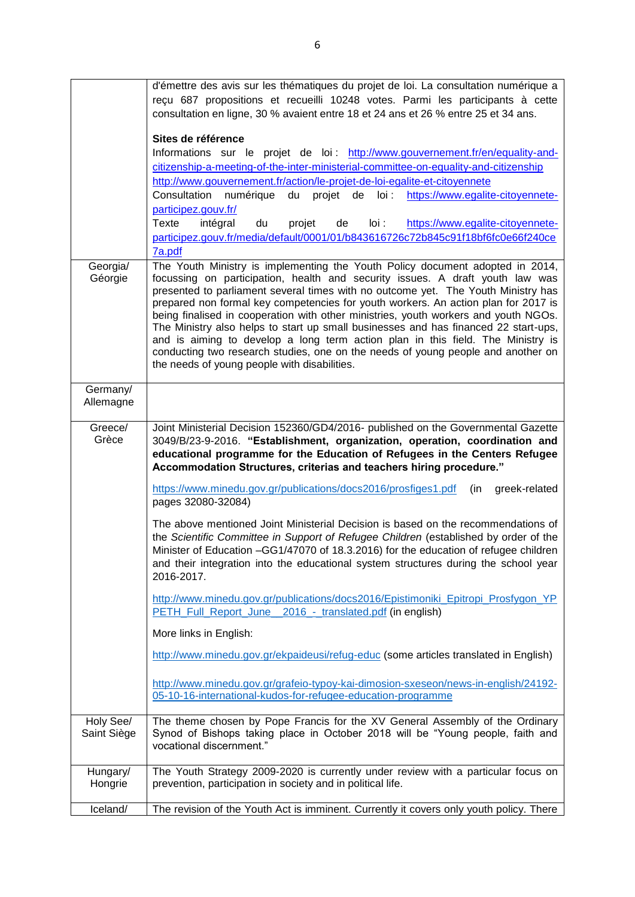| | |
|---|---|
| | d'émettre des avis sur les thématiques du projet de loi. La consultation numérique a reçu 687 propositions et recueilli 10248 votes. Parmi les participants à cette consultation en ligne, 30 % avaient entre 18 et 24 ans et 26 % entre 25 et 34 ans.<br><br>**Sites de référence**<br>Informations sur le projet de loi : http://www.gouvernement.fr/en/equality-and-citizenship-a-meeting-of-the-inter-ministerial-committee-on-equality-and-citizenship<br>http://www.gouvernement.fr/action/le-projet-de-loi-egalite-et-citoyennete<br>Consultation numérique du projet de loi : https://www.egalite-citoyennete-participez.gouv.fr/<br>Texte intégral du projet de loi : https://www.egalite-citoyennete-participez.gouv.fr/media/default/0001/01/b843616726c72b845c91f18bf6fc0e66f240ce7a.pdf |
| Georgia/ Géorgie | The Youth Ministry is implementing the Youth Policy document adopted in 2014, focussing on participation, health and security issues. A draft youth law was presented to parliament several times with no outcome yet. The Youth Ministry has prepared non formal key competencies for youth workers. An action plan for 2017 is being finalised in cooperation with other ministries, youth workers and youth NGOs. The Ministry also helps to start up small businesses and has financed 22 start-ups, and is aiming to develop a long term action plan in this field. The Ministry is conducting two research studies, one on the needs of young people and another on the needs of young people with disabilities. |
| Germany/ Allemagne | |
| Greece/ Grèce | Joint Ministerial Decision 152360/GD4/2016- published on the Governmental Gazette 3049/B/23-9-2016. **"Establishment, organization, operation, coordination and educational programme for the Education of Refugees in the Centers Refugee Accommodation Structures, criterias and teachers hiring procedure."**<br><br>https://www.minedu.gov.gr/publications/docs2016/prosfiges1.pdf (in greek-related pages 32080-32084)<br><br>The above mentioned Joint Ministerial Decision is based on the recommendations of the *Scientific Committee in Support of Refugee Children* (established by order of the Minister of Education –GG1/47070 of 18.3.2016) for the education of refugee children and their integration into the educational system structures during the school year 2016-2017.<br><br>http://www.minedu.gov.gr/publications/docs2016/Epistimoniki_Epitropi_Prosfygon_YPPETH_Full_Report_June__2016_-_translated.pdf (in english)<br><br>More links in English:<br><br>http://www.minedu.gov.gr/ekpaideusi/refug-educ (some articles translated in English)<br><br>http://www.minedu.gov.gr/grafeio-typoy-kai-dimosion-sxeseon/news-in-english/24192-05-10-16-international-kudos-for-refugee-education-programme |
| Holy See/ Saint Siège | The theme chosen by Pope Francis for the XV General Assembly of the Ordinary Synod of Bishops taking place in October 2018 will be "Young people, faith and vocational discernment." |
| Hungary/ Hongrie | The Youth Strategy 2009-2020 is currently under review with a particular focus on prevention, participation in society and in political life. |
| Iceland/ | The revision of the Youth Act is imminent. Currently it covers only youth policy. There |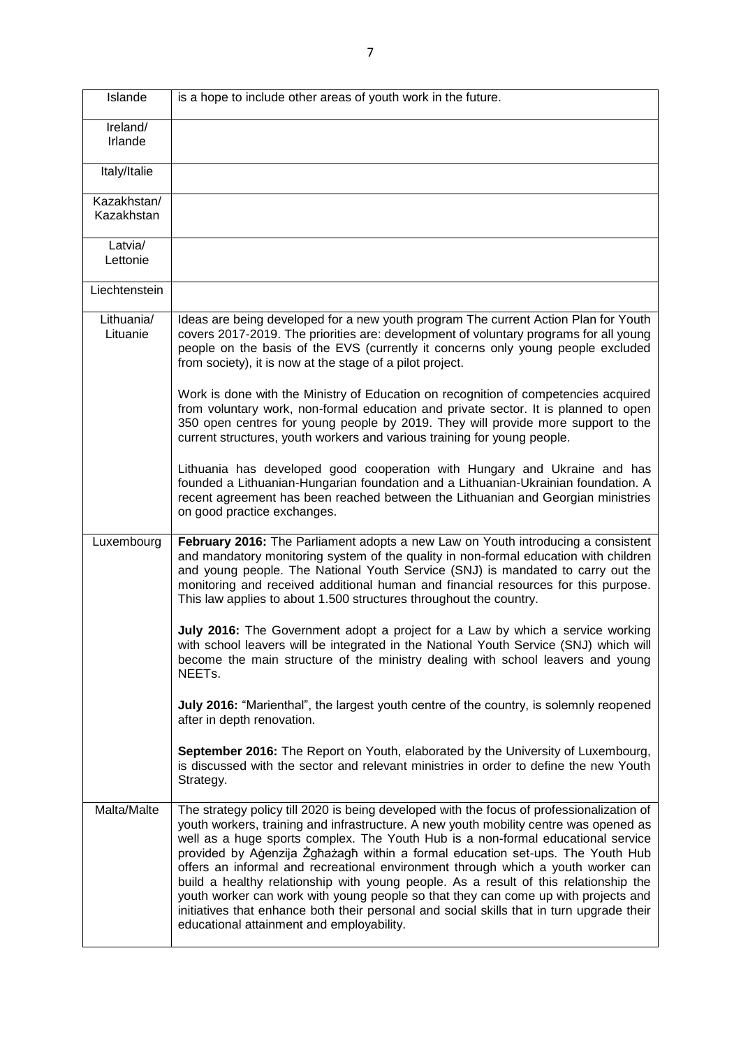| Islande | is a hope to include other areas of youth work in the future. |
|---|---|
| Ireland/ Irlande | |
| Italy/Italie | |
| Kazakhstan/ Kazakhstan | |
| Latvia/ Lettonie | |
| Liechtenstein | |
| Lithuania/ Lituanie | Ideas are being developed for a new youth program The current Action Plan for Youth covers 2017-2019. The priorities are: development of voluntary programs for all young people on the basis of the EVS (currently it concerns only young people excluded from society), it is now at the stage of a pilot project.<br><br>Work is done with the Ministry of Education on recognition of competencies acquired from voluntary work, non-formal education and private sector. It is planned to open 350 open centres for young people by 2019. They will provide more support to the current structures, youth workers and various training for young people.<br><br>Lithuania has developed good cooperation with Hungary and Ukraine and has founded a Lithuanian-Hungarian foundation and a Lithuanian-Ukrainian foundation. A recent agreement has been reached between the Lithuanian and Georgian ministries on good practice exchanges. |
| Luxembourg | **February 2016:** The Parliament adopts a new Law on Youth introducing a consistent and mandatory monitoring system of the quality in non-formal education with children and young people. The National Youth Service (SNJ) is mandated to carry out the monitoring and received additional human and financial resources for this purpose. This law applies to about 1.500 structures throughout the country.<br><br>**July 2016:** The Government adopt a project for a Law by which a service working with school leavers will be integrated in the National Youth Service (SNJ) which will become the main structure of the ministry dealing with school leavers and young NEETs.<br><br>**July 2016:** "Marienthal", the largest youth centre of the country, is solemnly reopened after in depth renovation.<br><br>**September 2016:** The Report on Youth, elaborated by the University of Luxembourg, is discussed with the sector and relevant ministries in order to define the new Youth Strategy. |
| Malta/Malte | The strategy policy till 2020 is being developed with the focus of professionalization of youth workers, training and infrastructure. A new youth mobility centre was opened as well as a huge sports complex. The Youth Hub is a non-formal educational service provided by Aġenzija Żgħażagħ within a formal education set-ups. The Youth Hub offers an informal and recreational environment through which a youth worker can build a healthy relationship with young people. As a result of this relationship the youth worker can work with young people so that they can come up with projects and initiatives that enhance both their personal and social skills that in turn upgrade their educational attainment and employability. |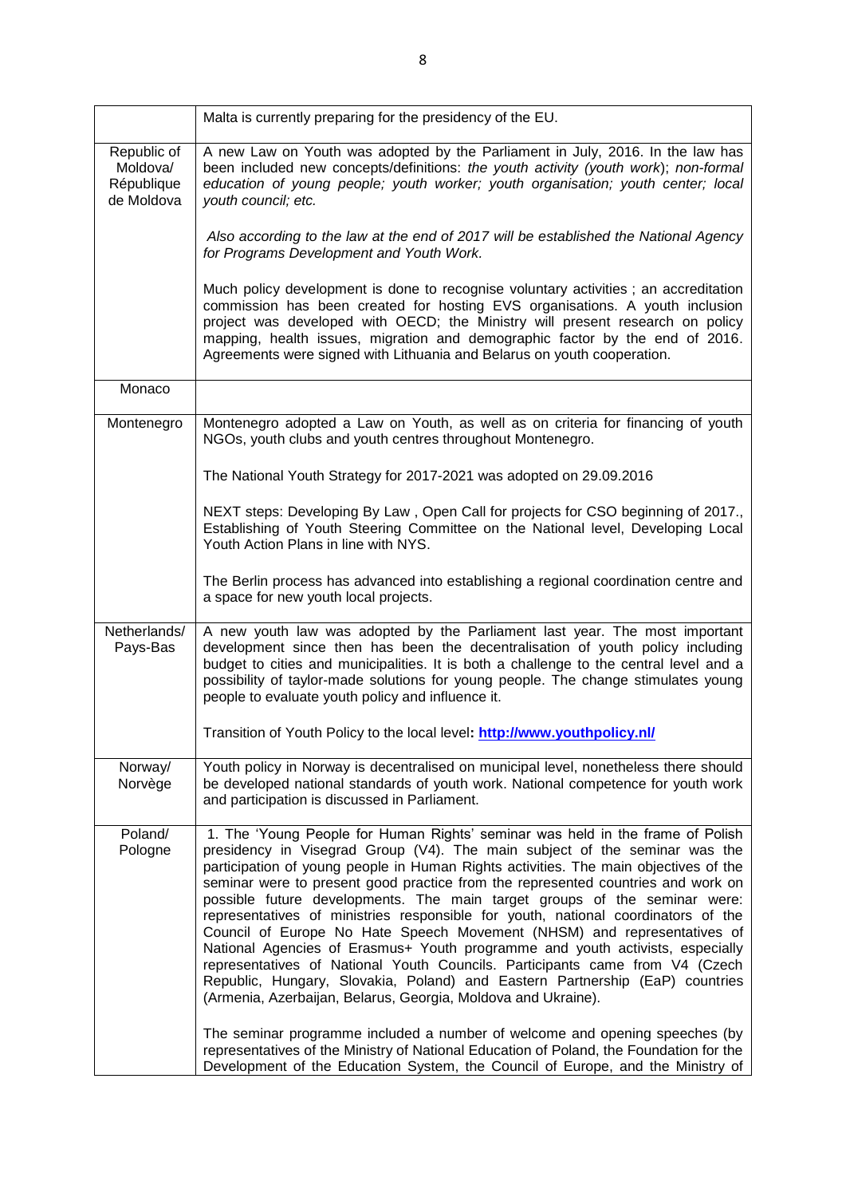| | |
|---|---|
| | Malta is currently preparing for the presidency of the EU. |
| Republic of Moldova/ République de Moldova | A new Law on Youth was adopted by the Parliament in July, 2016. In the law has been included new concepts/definitions: *the youth activity (youth work*); *non-formal education of young people; youth worker; youth organisation; youth center; local youth council; etc.*<br><br>*Also according to the law at the end of 2017 will be established the National Agency for Programs Development and Youth Work.*<br><br>Much policy development is done to recognise voluntary activities ; an accreditation commission has been created for hosting EVS organisations. A youth inclusion project was developed with OECD; the Ministry will present research on policy mapping, health issues, migration and demographic factor by the end of 2016. Agreements were signed with Lithuania and Belarus on youth cooperation. |
| Monaco | |
| Montenegro | Montenegro adopted a Law on Youth, as well as on criteria for financing of youth NGOs, youth clubs and youth centres throughout Montenegro.<br><br>The National Youth Strategy for 2017-2021 was adopted on 29.09.2016<br><br>NEXT steps: Developing By Law , Open Call for projects for CSO beginning of 2017., Establishing of Youth Steering Committee on the National level, Developing Local Youth Action Plans in line with NYS.<br><br>The Berlin process has advanced into establishing a regional coordination centre and a space for new youth local projects. |
| Netherlands/ Pays-Bas | A new youth law was adopted by the Parliament last year. The most important development since then has been the decentralisation of youth policy including budget to cities and municipalities. It is both a challenge to the central level and a possibility of taylor-made solutions for young people. The change stimulates young people to evaluate youth policy and influence it.<br><br>Transition of Youth Policy to the local level**: [http://www.youthpolicy.nl/](http://www.youthpolicy.nl/)** |
| Norway/ Norvège | Youth policy in Norway is decentralised on municipal level, nonetheless there should be developed national standards of youth work. National competence for youth work and participation is discussed in Parliament. |
| Poland/ Pologne | 1. The 'Young People for Human Rights' seminar was held in the frame of Polish presidency in Visegrad Group (V4). The main subject of the seminar was the participation of young people in Human Rights activities. The main objectives of the seminar were to present good practice from the represented countries and work on possible future developments. The main target groups of the seminar were: representatives of ministries responsible for youth, national coordinators of the Council of Europe No Hate Speech Movement (NHSM) and representatives of National Agencies of Erasmus+ Youth programme and youth activists, especially representatives of National Youth Councils. Participants came from V4 (Czech Republic, Hungary, Slovakia, Poland) and Eastern Partnership (EaP) countries (Armenia, Azerbaijan, Belarus, Georgia, Moldova and Ukraine).<br><br>The seminar programme included a number of welcome and opening speeches (by representatives of the Ministry of National Education of Poland, the Foundation for the Development of the Education System, the Council of Europe, and the Ministry of |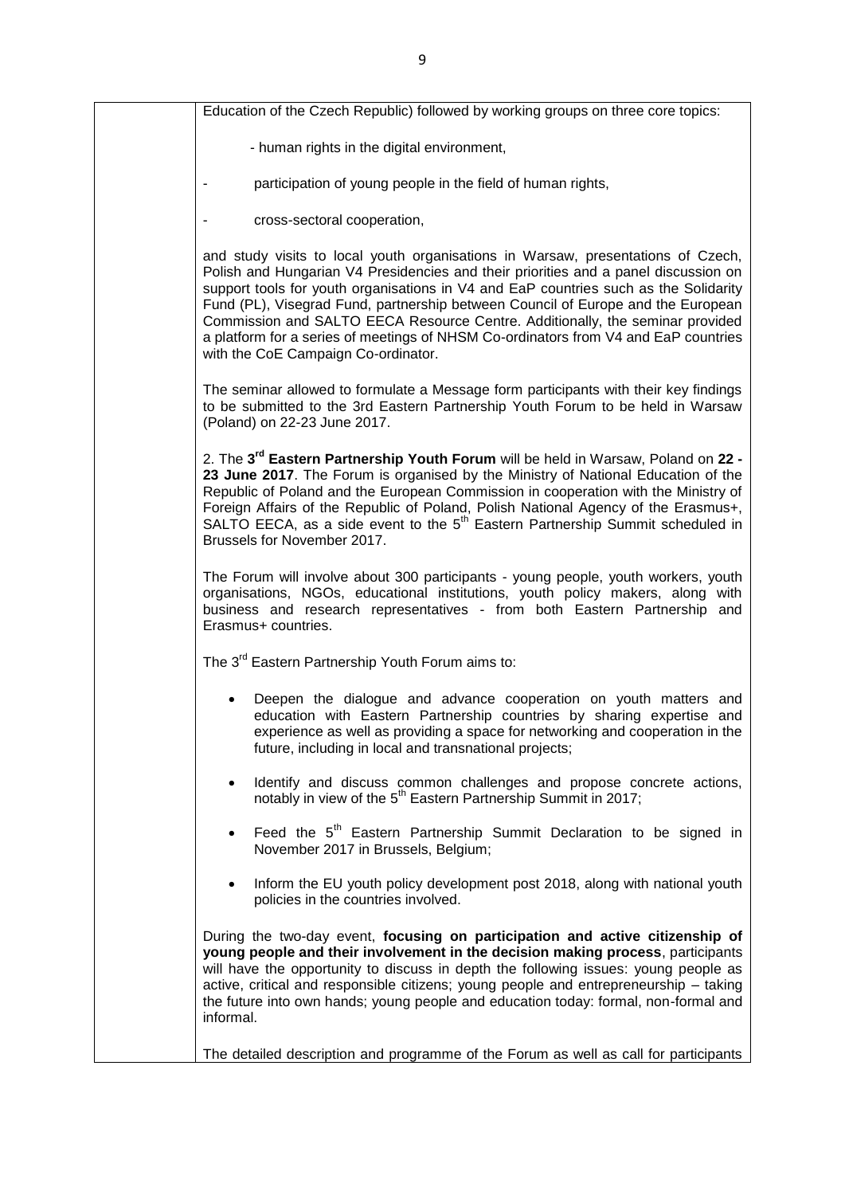Education of the Czech Republic) followed by working groups on three core topics:

- human rights in the digital environment,
- participation of young people in the field of human rights,
- cross-sectoral cooperation,

and study visits to local youth organisations in Warsaw, presentations of Czech, Polish and Hungarian V4 Presidencies and their priorities and a panel discussion on support tools for youth organisations in V4 and EaP countries such as the Solidarity Fund (PL), Visegrad Fund, partnership between Council of Europe and the European Commission and SALTO EECA Resource Centre. Additionally, the seminar provided a platform for a series of meetings of NHSM Co-ordinators from V4 and EaP countries with the CoE Campaign Co-ordinator.

The seminar allowed to formulate a Message form participants with their key findings to be submitted to the 3rd Eastern Partnership Youth Forum to be held in Warsaw (Poland) on 22-23 June 2017.

2. The **3rd Eastern Partnership Youth Forum** will be held in Warsaw, Poland on **22 - 23 June 2017**. The Forum is organised by the Ministry of National Education of the Republic of Poland and the European Commission in cooperation with the Ministry of Foreign Affairs of the Republic of Poland, Polish National Agency of the Erasmus+, SALTO EECA, as a side event to the 5th Eastern Partnership Summit scheduled in Brussels for November 2017.

The Forum will involve about 300 participants - young people, youth workers, youth organisations, NGOs, educational institutions, youth policy makers, along with business and research representatives - from both Eastern Partnership and Erasmus+ countries.

The 3rd Eastern Partnership Youth Forum aims to:

- Deepen the dialogue and advance cooperation on youth matters and education with Eastern Partnership countries by sharing expertise and experience as well as providing a space for networking and cooperation in the future, including in local and transnational projects;
- Identify and discuss common challenges and propose concrete actions, notably in view of the 5th Eastern Partnership Summit in 2017;
- Feed the 5th Eastern Partnership Summit Declaration to be signed in November 2017 in Brussels, Belgium;
- Inform the EU youth policy development post 2018, along with national youth policies in the countries involved.

During the two-day event, **focusing on participation and active citizenship of young people and their involvement in the decision making process**, participants will have the opportunity to discuss in depth the following issues: young people as active, critical and responsible citizens; young people and entrepreneurship – taking the future into own hands; young people and education today: formal, non-formal and informal.

The detailed description and programme of the Forum as well as call for participants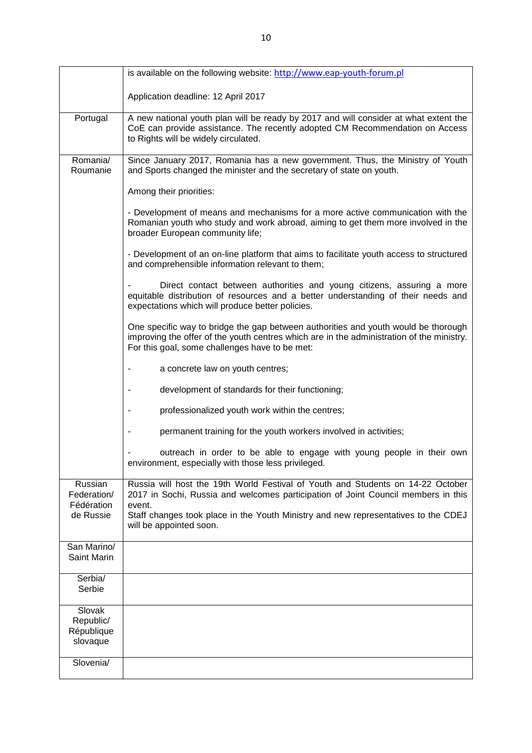| | |
|---|---|
| | is available on the following website: [http://www.eap-youth-forum.pl](http://www.eap-youth-forum.pl)<br><br>Application deadline: 12 April 2017 |
| Portugal | A new national youth plan will be ready by 2017 and will consider at what extent the CoE can provide assistance. The recently adopted CM Recommendation on Access to Rights will be widely circulated. |
| Romania/ Roumanie | Since January 2017, Romania has a new government. Thus, the Ministry of Youth and Sports changed the minister and the secretary of state on youth.<br><br>Among their priorities:<br><br>- Development of means and mechanisms for a more active communication with the Romanian youth who study and work abroad, aiming to get them more involved in the broader European community life;<br><br>- Development of an on-line platform that aims to facilitate youth access to structured and comprehensible information relevant to them;<br><br>- Direct contact between authorities and young citizens, assuring a more equitable distribution of resources and a better understanding of their needs and expectations which will produce better policies.<br><br>One specific way to bridge the gap between authorities and youth would be thorough improving the offer of the youth centres which are in the administration of the ministry. For this goal, some challenges have to be met:<br><br>- a concrete law on youth centres;<br><br>- development of standards for their functioning;<br><br>- professionalized youth work within the centres;<br><br>- permanent training for the youth workers involved in activities;<br><br>- outreach in order to be able to engage with young people in their own environment, especially with those less privileged. |
| Russian Federation/ Fédération de Russie | Russia will host the 19th World Festival of Youth and Students on 14-22 October 2017 in Sochi, Russia and welcomes participation of Joint Council members in this event.<br>Staff changes took place in the Youth Ministry and new representatives to the CDEJ will be appointed soon. |
| San Marino/ Saint Marin | |
| Serbia/ Serbie | |
| Slovak Republic/ République slovaque | |
| Slovenia/ | |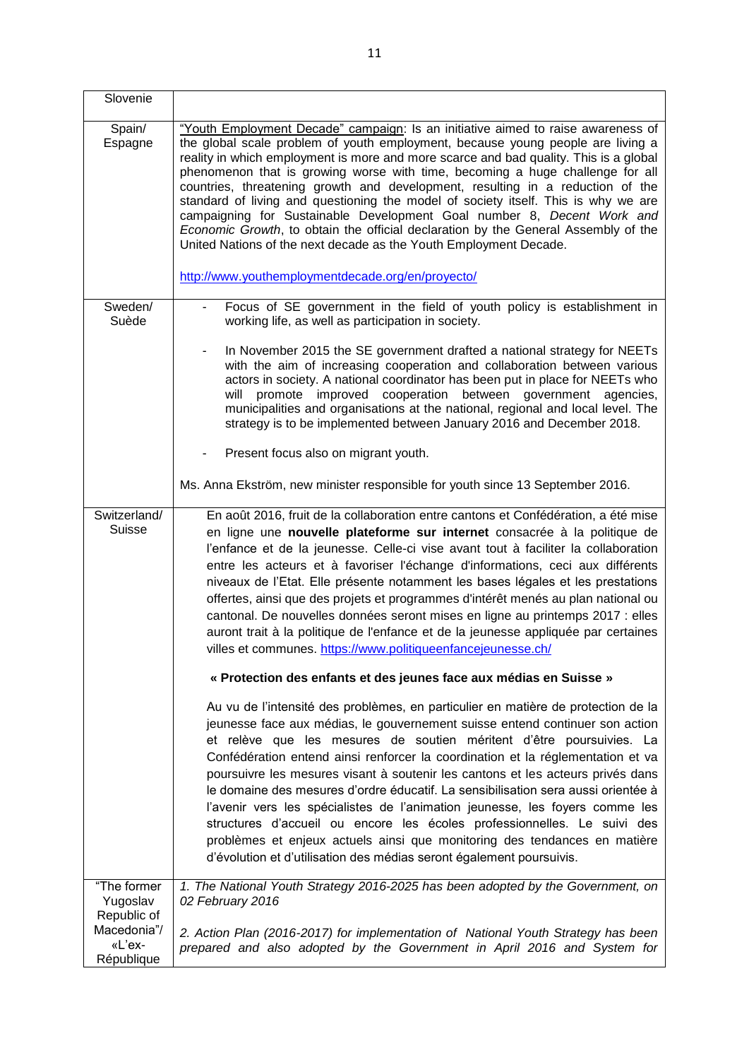| | |
|---|---|
| Slovenie | |
| Spain/ Espagne | "Youth Employment Decade" campaign: Is an initiative aimed to raise awareness of the global scale problem of youth employment, because young people are living a reality in which employment is more and more scarce and bad quality. This is a global phenomenon that is growing worse with time, becoming a huge challenge for all countries, threatening growth and development, resulting in a reduction of the standard of living and questioning the model of society itself. This is why we are campaigning for Sustainable Development Goal number 8, *Decent Work and Economic Growth*, to obtain the official declaration by the General Assembly of the United Nations of the next decade as the Youth Employment Decade.<br><br>http://www.youthemploymentdecade.org/en/proyecto/ |
| Sweden/ Suède | - Focus of SE government in the field of youth policy is establishment in working life, as well as participation in society.<br><br>- In November 2015 the SE government drafted a national strategy for NEETs with the aim of increasing cooperation and collaboration between various actors in society. A national coordinator has been put in place for NEETs who will promote improved cooperation between government agencies, municipalities and organisations at the national, regional and local level. The strategy is to be implemented between January 2016 and December 2018.<br><br>- Present focus also on migrant youth.<br><br>Ms. Anna Ekström, new minister responsible for youth since 13 September 2016. |
| Switzerland/ Suisse | En août 2016, fruit de la collaboration entre cantons et Confédération, a été mise en ligne une **nouvelle plateforme sur internet** consacrée à la politique de l'enfance et de la jeunesse. Celle-ci vise avant tout à faciliter la collaboration entre les acteurs et à favoriser l'échange d'informations, ceci aux différents niveaux de l'Etat. Elle présente notamment les bases légales et les prestations offertes, ainsi que des projets et programmes d'intérêt menés au plan national ou cantonal. De nouvelles données seront mises en ligne au printemps 2017 : elles auront trait à la politique de l'enfance et de la jeunesse appliquée par certaines villes et communes. https://www.politiqueenfancejeunesse.ch/<br><br>**« Protection des enfants et des jeunes face aux médias en Suisse »**<br><br>Au vu de l'intensité des problèmes, en particulier en matière de protection de la jeunesse face aux médias, le gouvernement suisse entend continuer son action et relève que les mesures de soutien méritent d'être poursuivies. La Confédération entend ainsi renforcer la coordination et la réglementation et va poursuivre les mesures visant à soutenir les cantons et les acteurs privés dans le domaine des mesures d'ordre éducatif. La sensibilisation sera aussi orientée à l'avenir vers les spécialistes de l'animation jeunesse, les foyers comme les structures d'accueil ou encore les écoles professionnelles. Le suivi des problèmes et enjeux actuels ainsi que monitoring des tendances en matière d'évolution et d'utilisation des médias seront également poursuivis. |
| "The former Yugoslav Republic of Macedonia"/ «L'ex-République | *1. The National Youth Strategy 2016-2025 has been adopted by the Government, on 02 February 2016*<br><br>*2. Action Plan (2016-2017) for implementation of National Youth Strategy has been prepared and also adopted by the Government in April 2016 and System for* |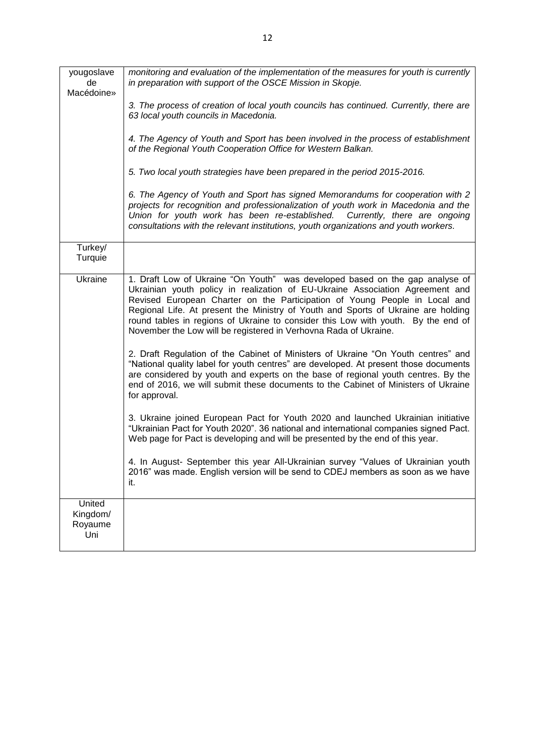| | |
|---|---|
| yougoslave de Macédoine» | *monitoring and evaluation of the implementation of the measures for youth is currently in preparation with support of the OSCE Mission in Skopje.*<br><br>*3. The process of creation of local youth councils has continued. Currently, there are 63 local youth councils in Macedonia.*<br><br>*4. The Agency of Youth and Sport has been involved in the process of establishment of the Regional Youth Cooperation Office for Western Balkan.*<br><br>*5. Two local youth strategies have been prepared in the period 2015-2016.*<br><br>*6. The Agency of Youth and Sport has signed Memorandums for cooperation with 2 projects for recognition and professionalization of youth work in Macedonia and the Union for youth work has been re-established. Currently, there are ongoing consultations with the relevant institutions, youth organizations and youth workers.* |
| Turkey/ Turquie | |
| Ukraine | 1. Draft Low of Ukraine "On Youth" was developed based on the gap analyse of Ukrainian youth policy in realization of EU-Ukraine Association Agreement and Revised European Charter on the Participation of Young People in Local and Regional Life. At present the Ministry of Youth and Sports of Ukraine are holding round tables in regions of Ukraine to consider this Low with youth. By the end of November the Low will be registered in Verhovna Rada of Ukraine.<br><br>2. Draft Regulation of the Cabinet of Ministers of Ukraine "On Youth centres" and "National quality label for youth centres" are developed. At present those documents are considered by youth and experts on the base of regional youth centres. By the end of 2016, we will submit these documents to the Cabinet of Ministers of Ukraine for approval.<br><br>3. Ukraine joined European Pact for Youth 2020 and launched Ukrainian initiative "Ukrainian Pact for Youth 2020". 36 national and international companies signed Pact. Web page for Pact is developing and will be presented by the end of this year.<br><br>4. In August- September this year All-Ukrainian survey "Values of Ukrainian youth 2016" was made. English version will be send to CDEJ members as soon as we have it. |
| United Kingdom/ Royaume Uni | |